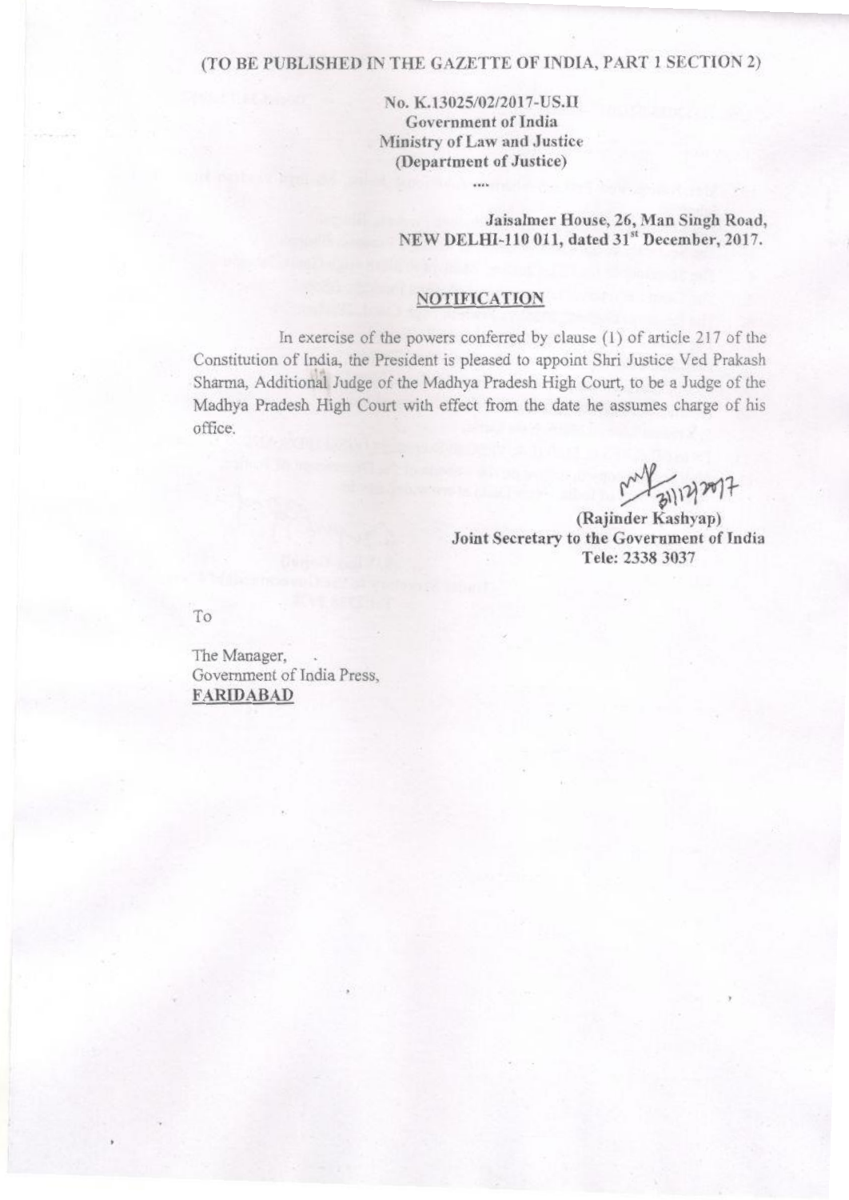(TO BE PUBLISHED IN THE GAZETTE OF INDIA, PART 1 SECTION 2)

**No. K.13025/02/2017-US.II**
**Government of India**
**Ministry of Law and Justice**
**(Department of Justice)**

....

**Jaisalmer House, 26, Man Singh Road,**
**NEW DELHI-110 011, dated 31st December, 2017.**

## NOTIFICATION

In exercise of the powers conferred by clause (1) of article 217 of the Constitution of India, the President is pleased to appoint Shri Justice Ved Prakash Sharma, Additional Judge of the Madhya Pradesh High Court, to be a Judge of the Madhya Pradesh High Court with effect from the date he assumes charge of his office.

31/12/2017

**(Rajinder Kashyap)**
**Joint Secretary to the Government of India**
**Tele: 2338 3037**

To

The Manager,
Government of India Press,
**FARIDABAD**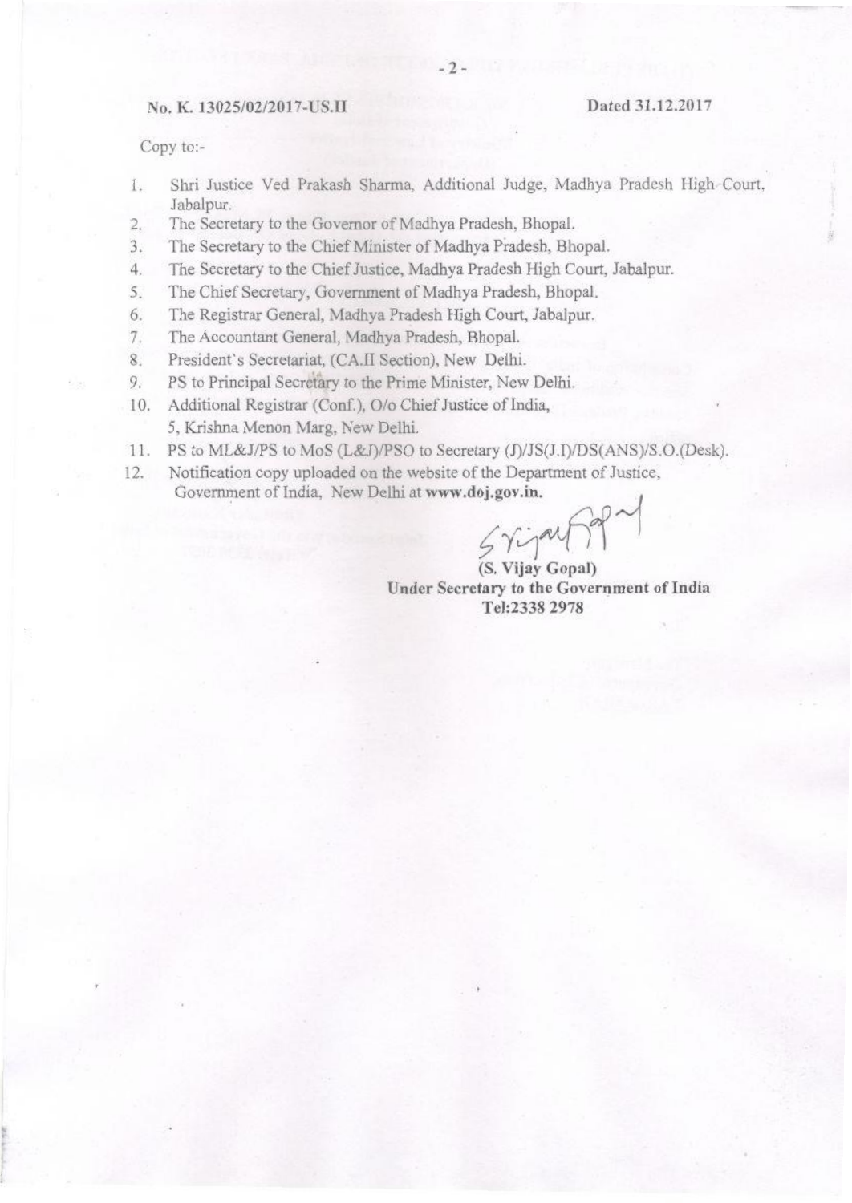No. K. 13025/02/2017-US.II

Dated 31.12.2017

Copy to:-

1. Shri Justice Ved Prakash Sharma, Additional Judge, Madhya Pradesh High Court, Jabalpur.
2. The Secretary to the Governor of Madhya Pradesh, Bhopal.
3. The Secretary to the Chief Minister of Madhya Pradesh, Bhopal.
4. The Secretary to the Chief Justice, Madhya Pradesh High Court, Jabalpur.
5. The Chief Secretary, Government of Madhya Pradesh, Bhopal.
6. The Registrar General, Madhya Pradesh High Court, Jabalpur.
7. The Accountant General, Madhya Pradesh, Bhopal.
8. President's Secretariat, (CA.II Section), New Delhi.
9. PS to Principal Secretary to the Prime Minister, New Delhi.
10. Additional Registrar (Conf.), O/o Chief Justice of India, 5, Krishna Menon Marg, New Delhi.
11. PS to ML&J/PS to MoS (L&J)/PSO to Secretary (J)/JS(J.I)/DS(ANS)/S.O.(Desk).
12. Notification copy uploaded on the website of the Department of Justice, Government of India, New Delhi at **www.doj.gov.in.**

**(S. Vijay Gopal)**
**Under Secretary to the Government of India**
**Tel:2338 2978**